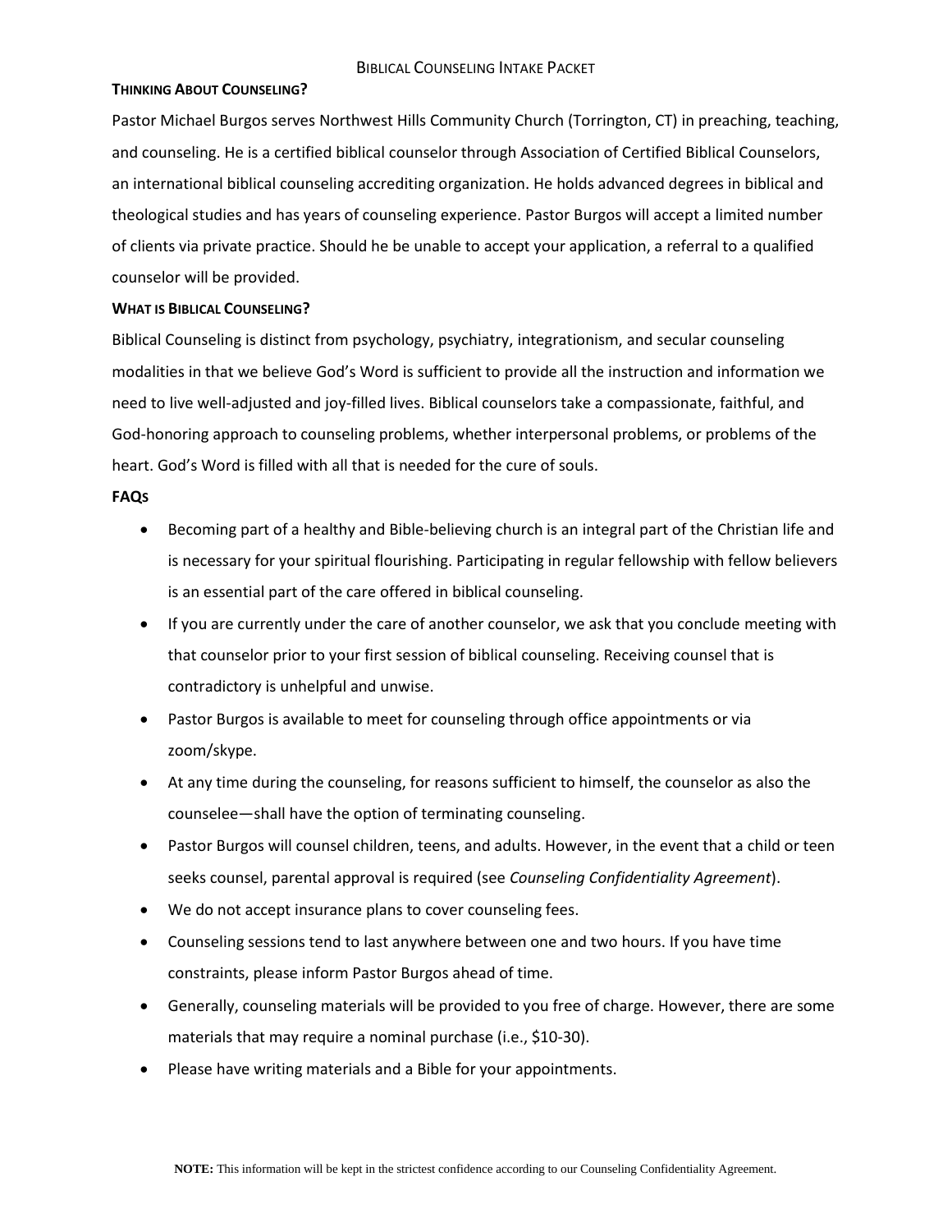# Biblical Counseling Intake Packet

## Thinking About Counseling?

Pastor Michael Burgos serves Northwest Hills Community Church (Torrington, CT) in preaching, teaching, and counseling. He is a certified biblical counselor through Association of Certified Biblical Counselors, an international biblical counseling accrediting organization. He holds advanced degrees in biblical and theological studies and has years of counseling experience. Pastor Burgos will accept a limited number of clients via private practice. Should he be unable to accept your application, a referral to a qualified counselor will be provided.

## What is Biblical Counseling?

Biblical Counseling is distinct from psychology, psychiatry, integrationism, and secular counseling modalities in that we believe God's Word is sufficient to provide all the instruction and information we need to live well-adjusted and joy-filled lives. Biblical counselors take a compassionate, faithful, and God-honoring approach to counseling problems, whether interpersonal problems, or problems of the heart. God's Word is filled with all that is needed for the cure of souls.

## FAQs

- Becoming part of a healthy and Bible-believing church is an integral part of the Christian life and is necessary for your spiritual flourishing. Participating in regular fellowship with fellow believers is an essential part of the care offered in biblical counseling.
- If you are currently under the care of another counselor, we ask that you conclude meeting with that counselor prior to your first session of biblical counseling. Receiving counsel that is contradictory is unhelpful and unwise.
- Pastor Burgos is available to meet for counseling through office appointments or via zoom/skype.
- At any time during the counseling, for reasons sufficient to himself, the counselor as also the counselee—shall have the option of terminating counseling.
- Pastor Burgos will counsel children, teens, and adults. However, in the event that a child or teen seeks counsel, parental approval is required (see *Counseling Confidentiality Agreement*).
- We do not accept insurance plans to cover counseling fees.
- Counseling sessions tend to last anywhere between one and two hours. If you have time constraints, please inform Pastor Burgos ahead of time.
- Generally, counseling materials will be provided to you free of charge. However, there are some materials that may require a nominal purchase (i.e., $10-30).
- Please have writing materials and a Bible for your appointments.

**NOTE:** This information will be kept in the strictest confidence according to our Counseling Confidentiality Agreement.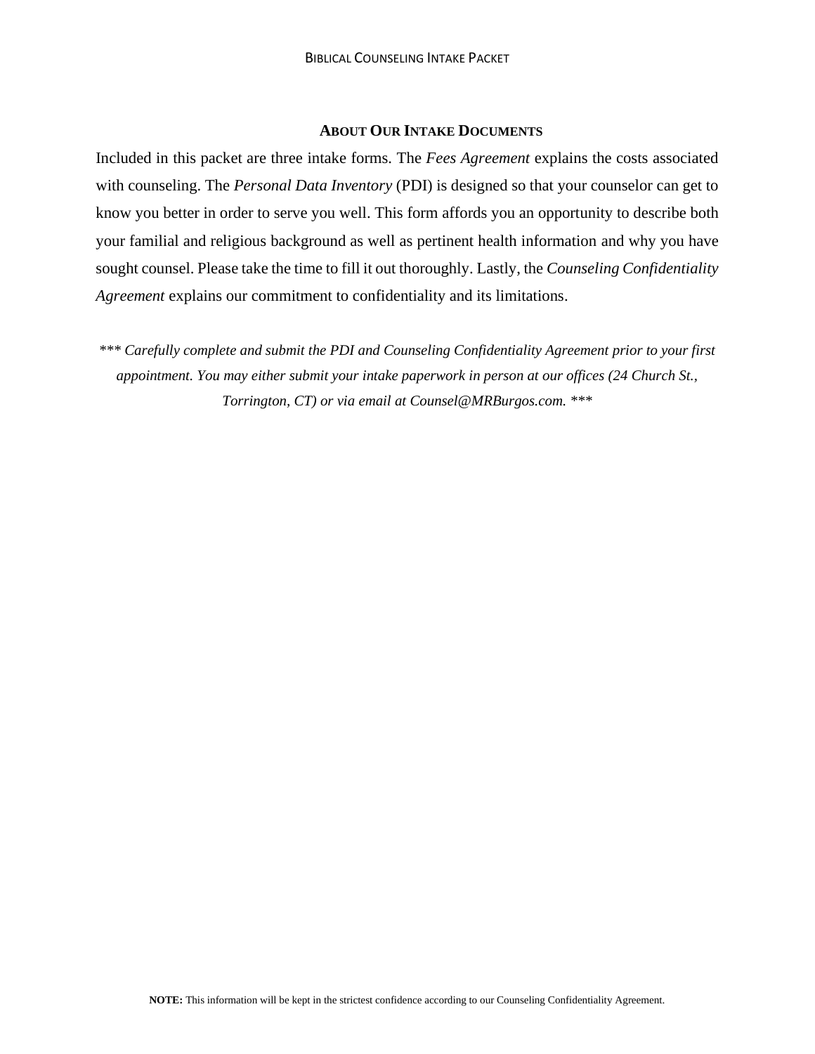## About Our Intake Documents

Included in this packet are three intake forms. The *Fees Agreement* explains the costs associated with counseling. The *Personal Data Inventory* (PDI) is designed so that your counselor can get to know you better in order to serve you well. This form affords you an opportunity to describe both your familial and religious background as well as pertinent health information and why you have sought counsel. Please take the time to fill it out thoroughly. Lastly, the *Counseling Confidentiality Agreement* explains our commitment to confidentiality and its limitations.

*\*\*\* Carefully complete and submit the PDI and Counseling Confidentiality Agreement prior to your first appointment. You may either submit your intake paperwork in person at our offices (24 Church St., Torrington, CT) or via email at Counsel@MRBurgos.com. \*\*\**

**NOTE:** This information will be kept in the strictest confidence according to our Counseling Confidentiality Agreement.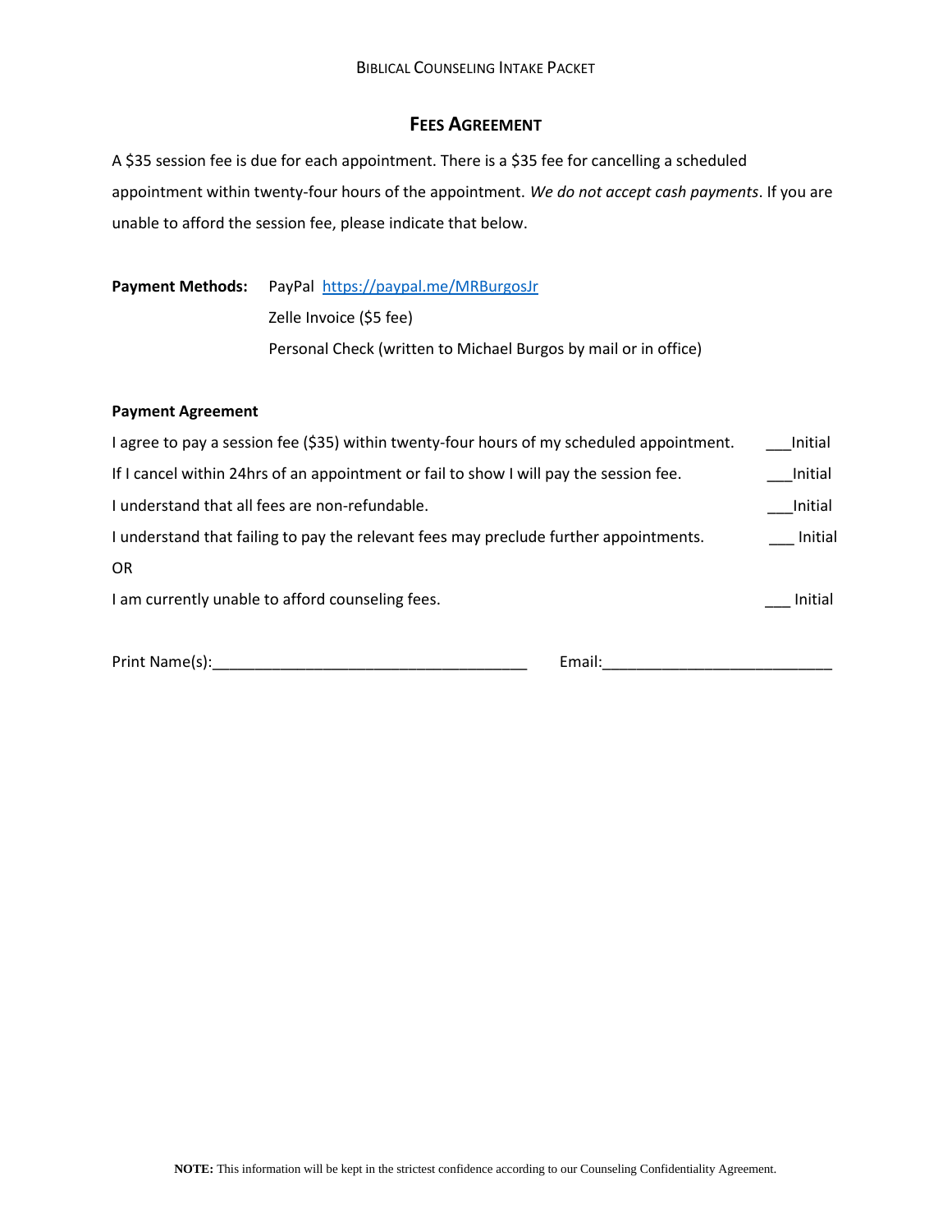## FEES AGREEMENT

A $35 session fee is due for each appointment. There is a $35 fee for cancelling a scheduled appointment within twenty-four hours of the appointment. *We do not accept cash payments*. If you are unable to afford the session fee, please indicate that below.

**Payment Methods:** PayPal https://paypal.me/MRBurgosJr
Zelle Invoice ($5 fee)
Personal Check (written to Michael Burgos by mail or in office)

**Payment Agreement**

I agree to pay a session fee ($35) within twenty-four hours of my scheduled appointment. ___Initial

If I cancel within 24hrs of an appointment or fail to show I will pay the session fee. ___Initial

I understand that all fees are non-refundable. ___Initial

I understand that failing to pay the relevant fees may preclude further appointments. ___ Initial

OR

I am currently unable to afford counseling fees. ___ Initial

Print Name(s):_____________________________________ Email:___________________________

**NOTE:** This information will be kept in the strictest confidence according to our Counseling Confidentiality Agreement.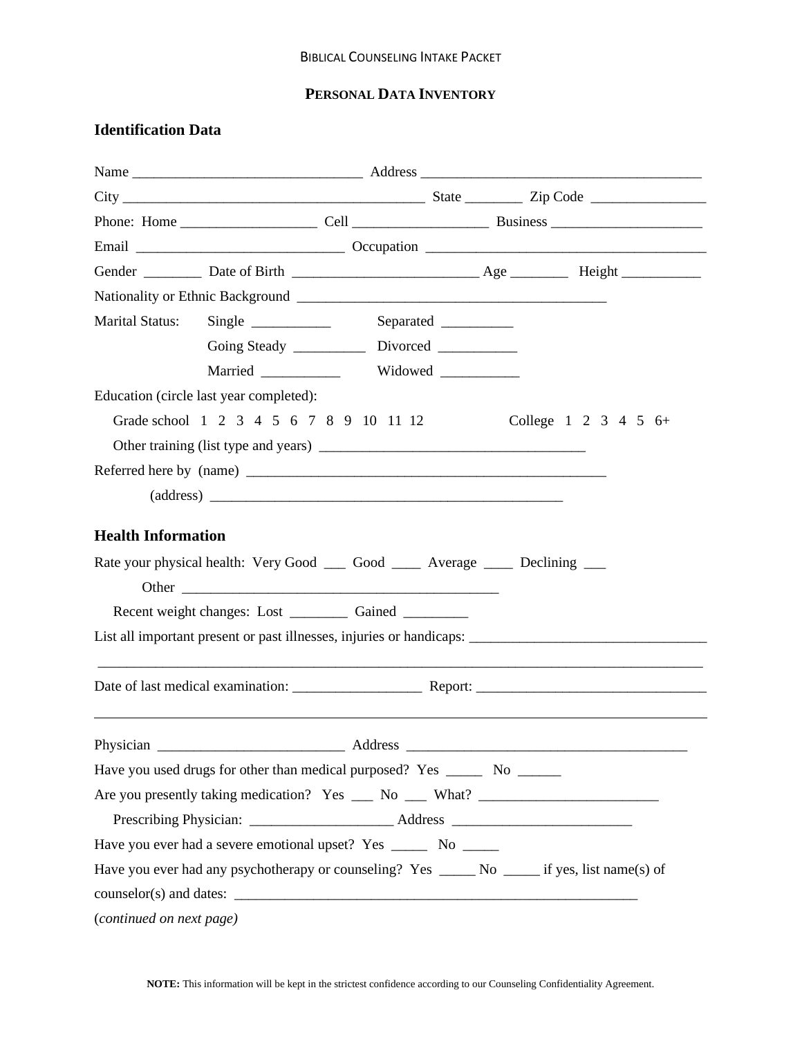## PERSONAL DATA INVENTORY

### Identification Data

Name ________________________________ Address ______________________________________

City __________________________________________ State ________ Zip Code ________________

Phone: Home ___________________ Cell __________________ Business _____________________

Email _____________________________ Occupation ______________________________________

Gender ________ Date of Birth _________________________ Age ________ Height ___________

Nationality or Ethnic Background ___________________________________________

Marital Status: Single ___________ Separated __________

Going Steady __________ Divorced ___________

Married ___________ Widowed ___________

Education (circle last year completed):

Grade school 1 2 3 4 5 6 7 8 9 10 11 12 College 1 2 3 4 5 6+

Other training (list type and years) ____________________________________

Referred here by (name) ____________________________________________________

(address) ___________________________________________________

### Health Information

Rate your physical health: Very Good ___ Good ____ Average ____ Declining ___

Other ____________________________________________

Recent weight changes: Lost ________ Gained _________

List all important present or past illnesses, injuries or handicaps: _________________________________

_____________________________________________________________________________________

Date of last medical examination: _________________ Report: _______________________________

_____________________________________________________________________________________

Physician __________________________ Address _______________________________________

Have you used drugs for other than medical purposed? Yes _____ No ______

Are you presently taking medication? Yes ___ No ___ What? _________________________

Prescribing Physician: ____________________ Address _________________________

Have you ever had a severe emotional upset? Yes _____ No _____

Have you ever had any psychotherapy or counseling? Yes _____ No _____ if yes, list name(s) of counselor(s) and dates: ___________________________________________________________

(*continued on next page)*

**NOTE:** This information will be kept in the strictest confidence according to our Counseling Confidentiality Agreement.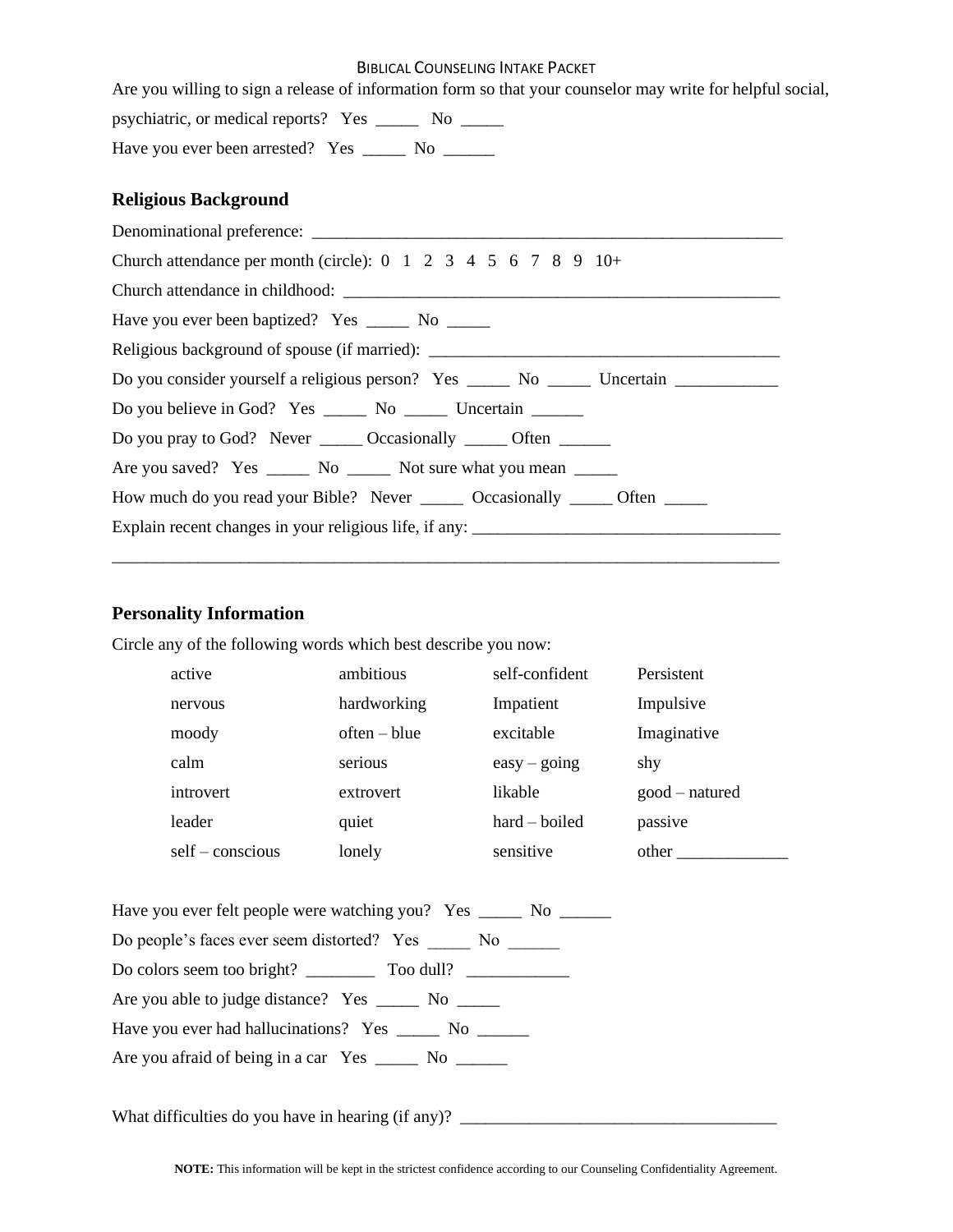Are you willing to sign a release of information form so that your counselor may write for helpful social, psychiatric, or medical reports? Yes _____ No _____

Have you ever been arrested? Yes _____ No ______

## Religious Background

Denominational preference: ________________________________________________________

Church attendance per month (circle): 0 1 2 3 4 5 6 7 8 9 10+

Church attendance in childhood: ____________________________________________________

Have you ever been baptized? Yes _____ No _____

Religious background of spouse (if married): __________________________________________

Do you consider yourself a religious person? Yes _____ No _____ Uncertain ____________

Do you believe in God? Yes _____ No _____ Uncertain ______

Do you pray to God? Never _____ Occasionally _____ Often ______

Are you saved? Yes _____ No _____ Not sure what you mean _____

How much do you read your Bible? Never _____ Occasionally _____ Often _____

Explain recent changes in your religious life, if any: ____________________________________

________________________________________________________________________________

## Personality Information

Circle any of the following words which best describe you now:

| | | | |
|---|---|---|---|
| active | ambitious | self-confident | Persistent |
| nervous | hardworking | Impatient | Impulsive |
| moody | often – blue | excitable | Imaginative |
| calm | serious | easy – going | shy |
| introvert | extrovert | likable | good – natured |
| leader | quiet | hard – boiled | passive |
| self – conscious | lonely | sensitive | other _____________ |

Have you ever felt people were watching you? Yes _____ No ______

Do people's faces ever seem distorted? Yes _____ No ______

Do colors seem too bright? ________ Too dull? ____________

Are you able to judge distance? Yes _____ No _____

Have you ever had hallucinations? Yes _____ No ______

Are you afraid of being in a car Yes _____ No ______

What difficulties do you have in hearing (if any)? ____________________________________

**NOTE:** This information will be kept in the strictest confidence according to our Counseling Confidentiality Agreement.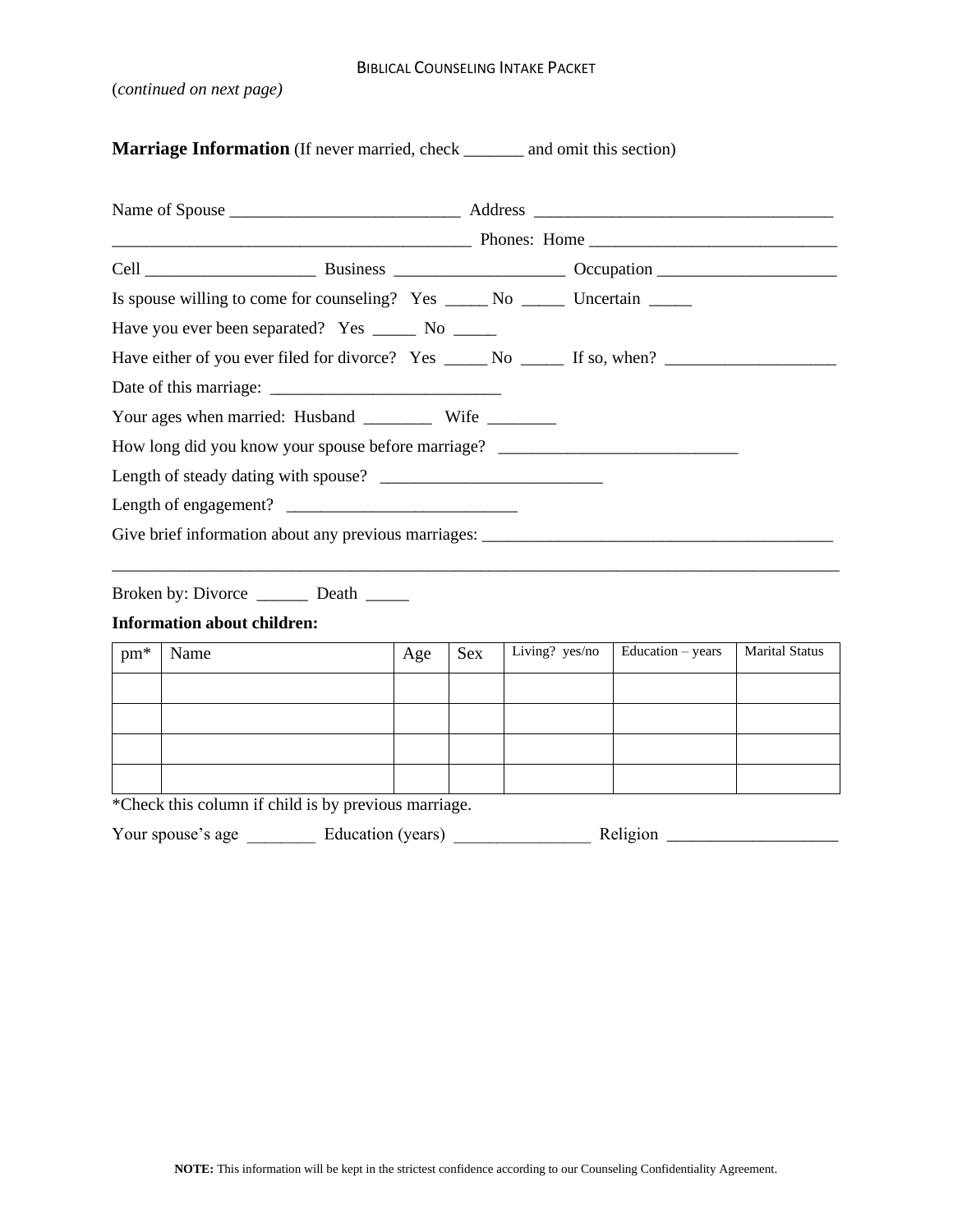(*continued on next page)*

**Marriage Information** (If never married, check _______ and omit this section)

Name of Spouse ___________________________ Address ___________________________________

__________________________________________ Phones: Home _____________________________

Cell ____________________ Business ____________________ Occupation _____________________

Is spouse willing to come for counseling? Yes _____ No _____ Uncertain _____

Have you ever been separated? Yes _____ No _____

Have either of you ever filed for divorce? Yes _____ No _____ If so, when? ____________________

Date of this marriage: ___________________________

Your ages when married: Husband ________ Wife ________

How long did you know your spouse before marriage? ____________________________

Length of steady dating with spouse? __________________________

Length of engagement? ___________________________

Give brief information about any previous marriages: __________________________________________

_____________________________________________________________________________________

Broken by: Divorce ______ Death _____

**Information about children:**

| pm* | Name | Age | Sex | Living? yes/no | Education – years | Marital Status |
|---|---|---|---|---|---|---|
| | | | | | | |
| | | | | | | |
| | | | | | | |
| | | | | | | |

*Check this column if child is by previous marriage.

Your spouse's age ________ Education (years) ________________ Religion ____________________

**NOTE:** This information will be kept in the strictest confidence according to our Counseling Confidentiality Agreement.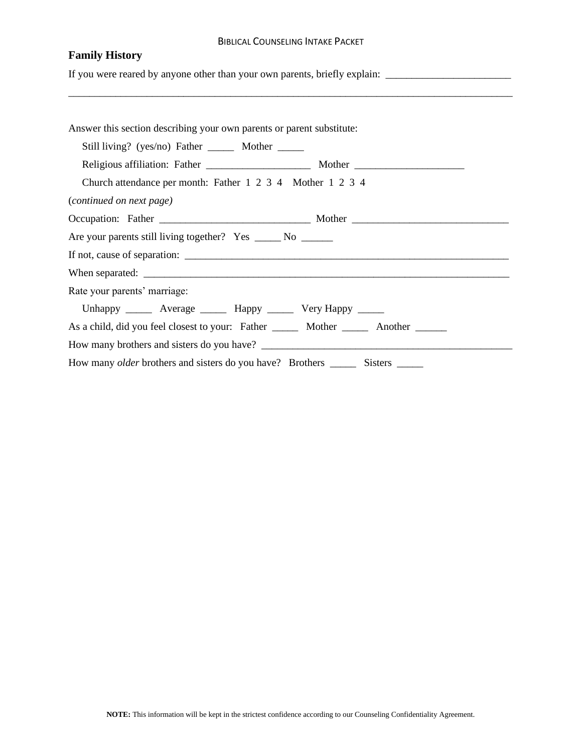## Family History

If you were reared by anyone other than your own parents, briefly explain: ________________________

________________________________________________________________________________________

Answer this section describing your own parents or parent substitute:

Still living? (yes/no) Father _____ Mother _____

Religious affiliation: Father ____________________ Mother _____________________

Church attendance per month: Father 1 2 3 4 Mother 1 2 3 4

(*continued on next page)*

Occupation: Father _____________________________ Mother ______________________________

Are your parents still living together? Yes _____ No ______

If not, cause of separation: ________________________________________________________________

When separated: ________________________________________________________________________

Rate your parents' marriage:

Unhappy _____ Average _____ Happy _____ Very Happy _____

As a child, did you feel closest to your: Father _____ Mother _____ Another ______

How many brothers and sisters do you have? __________________________________________________

How many *older* brothers and sisters do you have? Brothers _____ Sisters _____

**NOTE:** This information will be kept in the strictest confidence according to our Counseling Confidentiality Agreement.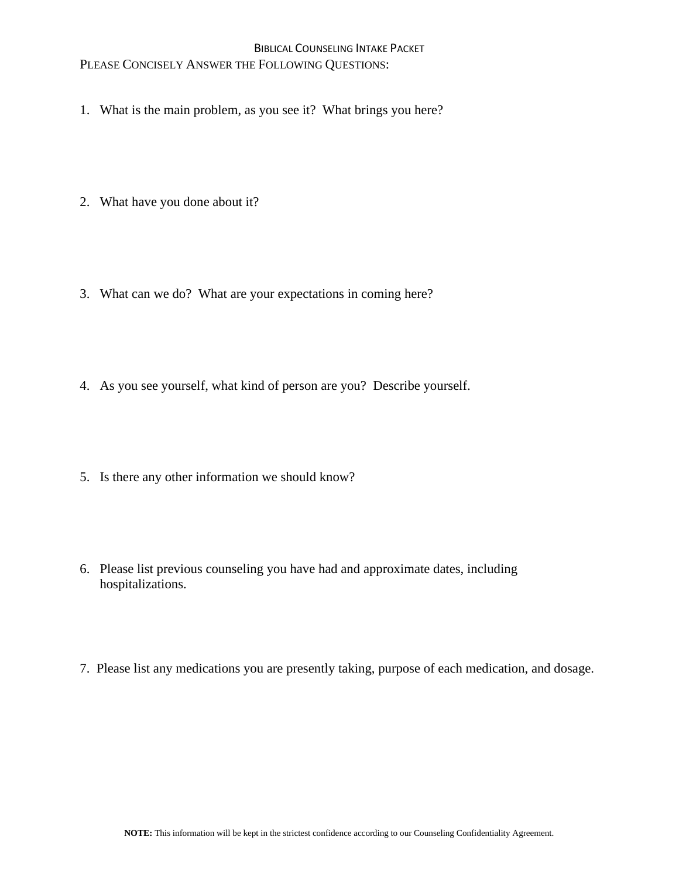# Biblical Counseling Intake Packet

## Please Concisely Answer the Following Questions:

1. What is the main problem, as you see it? What brings you here?

2. What have you done about it?

3. What can we do? What are your expectations in coming here?

4. As you see yourself, what kind of person are you? Describe yourself.

5. Is there any other information we should know?

6. Please list previous counseling you have had and approximate dates, including hospitalizations.

7. Please list any medications you are presently taking, purpose of each medication, and dosage.

**NOTE:** This information will be kept in the strictest confidence according to our Counseling Confidentiality Agreement.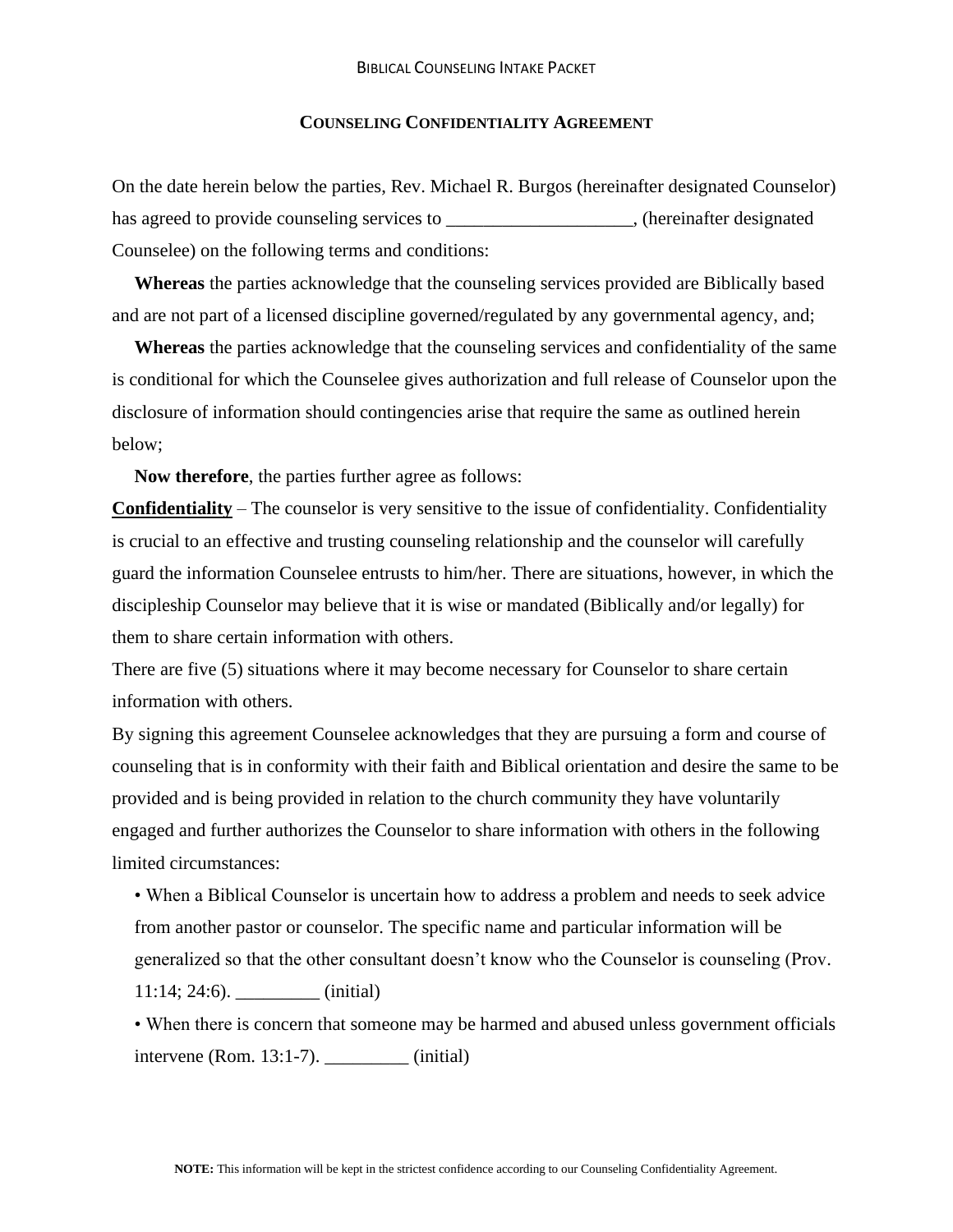## **Counseling Confidentiality Agreement**

On the date herein below the parties, Rev. Michael R. Burgos (hereinafter designated Counselor) has agreed to provide counseling services to ____________________, (hereinafter designated Counselee) on the following terms and conditions:

**Whereas** the parties acknowledge that the counseling services provided are Biblically based and are not part of a licensed discipline governed/regulated by any governmental agency, and;

**Whereas** the parties acknowledge that the counseling services and confidentiality of the same is conditional for which the Counselee gives authorization and full release of Counselor upon the disclosure of information should contingencies arise that require the same as outlined herein below;

**Now therefore**, the parties further agree as follows:

**Confidentiality** – The counselor is very sensitive to the issue of confidentiality. Confidentiality is crucial to an effective and trusting counseling relationship and the counselor will carefully guard the information Counselee entrusts to him/her. There are situations, however, in which the discipleship Counselor may believe that it is wise or mandated (Biblically and/or legally) for them to share certain information with others.

There are five (5) situations where it may become necessary for Counselor to share certain information with others.

By signing this agreement Counselee acknowledges that they are pursuing a form and course of counseling that is in conformity with their faith and Biblical orientation and desire the same to be provided and is being provided in relation to the church community they have voluntarily engaged and further authorizes the Counselor to share information with others in the following limited circumstances:

- When a Biblical Counselor is uncertain how to address a problem and needs to seek advice from another pastor or counselor. The specific name and particular information will be generalized so that the other consultant doesn't know who the Counselor is counseling (Prov. 11:14; 24:6). _________ (initial)
- When there is concern that someone may be harmed and abused unless government officials intervene (Rom. 13:1-7). _________ (initial)

**NOTE:** This information will be kept in the strictest confidence according to our Counseling Confidentiality Agreement.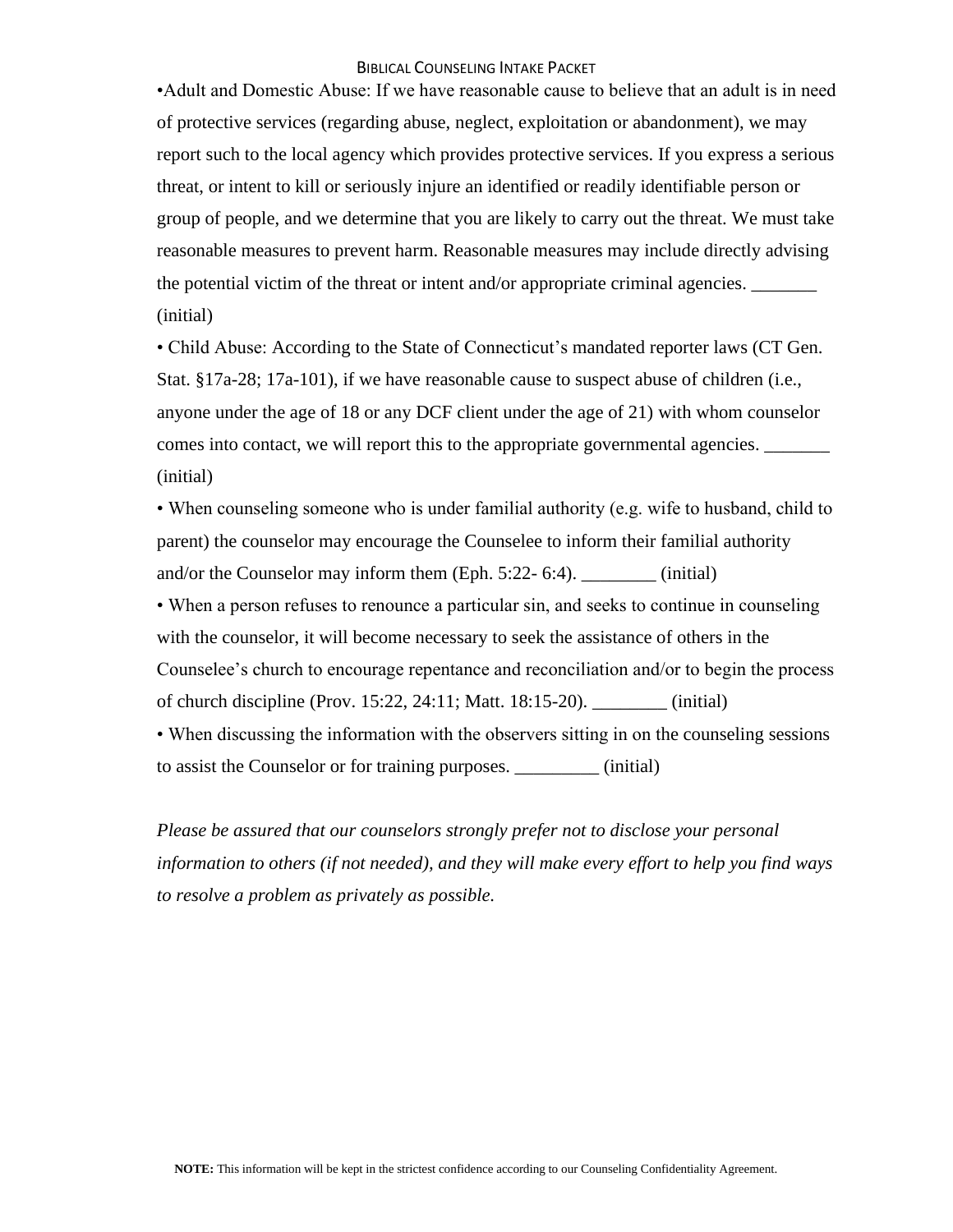•Adult and Domestic Abuse: If we have reasonable cause to believe that an adult is in need of protective services (regarding abuse, neglect, exploitation or abandonment), we may report such to the local agency which provides protective services. If you express a serious threat, or intent to kill or seriously injure an identified or readily identifiable person or group of people, and we determine that you are likely to carry out the threat. We must take reasonable measures to prevent harm. Reasonable measures may include directly advising the potential victim of the threat or intent and/or appropriate criminal agencies. _______ (initial)

• Child Abuse: According to the State of Connecticut's mandated reporter laws (CT Gen. Stat. §17a-28; 17a-101), if we have reasonable cause to suspect abuse of children (i.e., anyone under the age of 18 or any DCF client under the age of 21) with whom counselor comes into contact, we will report this to the appropriate governmental agencies. _______ (initial)

• When counseling someone who is under familial authority (e.g. wife to husband, child to parent) the counselor may encourage the Counselee to inform their familial authority and/or the Counselor may inform them (Eph. 5:22- 6:4). ________ (initial)

• When a person refuses to renounce a particular sin, and seeks to continue in counseling with the counselor, it will become necessary to seek the assistance of others in the Counselee's church to encourage repentance and reconciliation and/or to begin the process of church discipline (Prov. 15:22, 24:11; Matt. 18:15-20). ________ (initial)

• When discussing the information with the observers sitting in on the counseling sessions to assist the Counselor or for training purposes. _________ (initial)

*Please be assured that our counselors strongly prefer not to disclose your personal information to others (if not needed), and they will make every effort to help you find ways to resolve a problem as privately as possible.*

**NOTE:** This information will be kept in the strictest confidence according to our Counseling Confidentiality Agreement.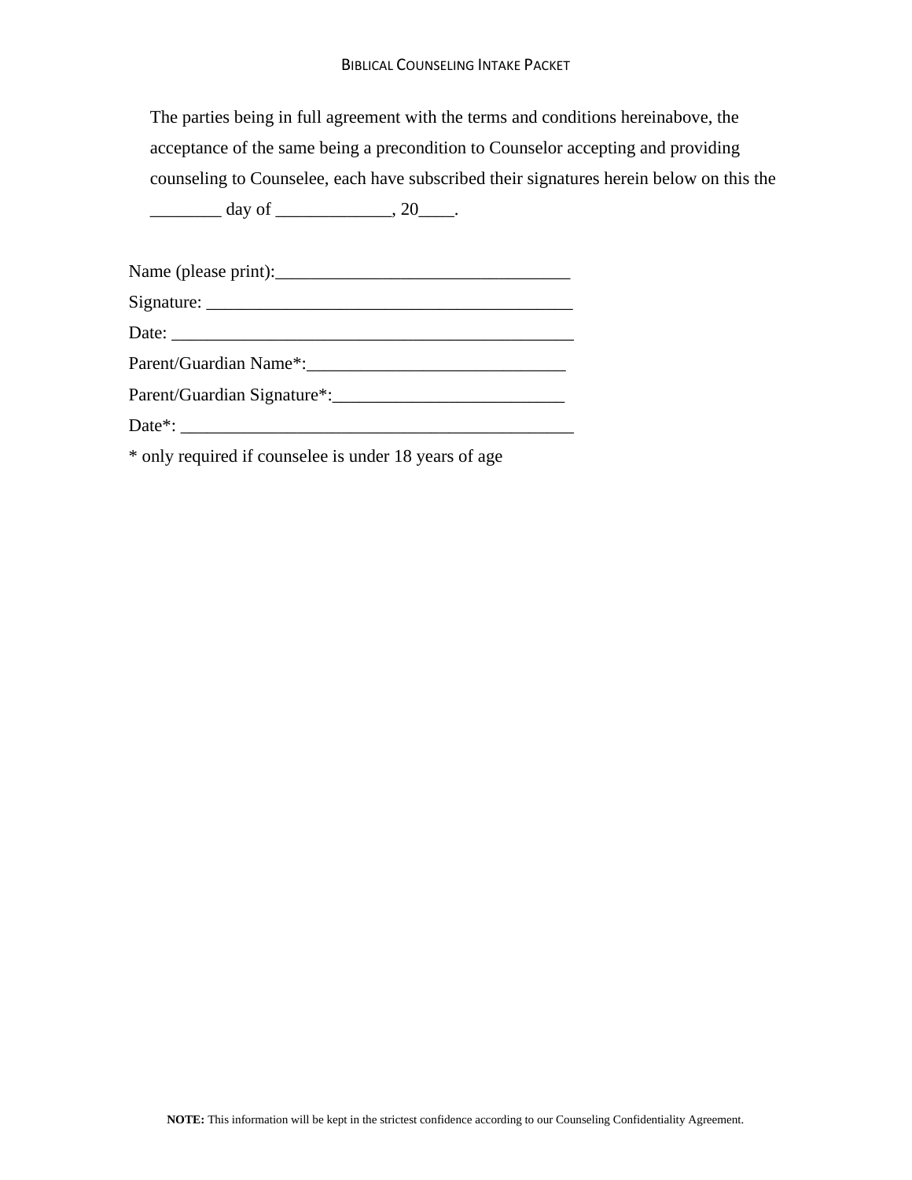The parties being in full agreement with the terms and conditions hereinabove, the acceptance of the same being a precondition to Counselor accepting and providing counseling to Counselee, each have subscribed their signatures herein below on this the ________ day of _____________, 20____.

Name (please print):_________________________________

Signature: __________________________________________

Date: ______________________________________________

Parent/Guardian Name*:_____________________________

Parent/Guardian Signature*:__________________________

Date*: _____________________________________________

* only required if counselee is under 18 years of age

**NOTE:** This information will be kept in the strictest confidence according to our Counseling Confidentiality Agreement.